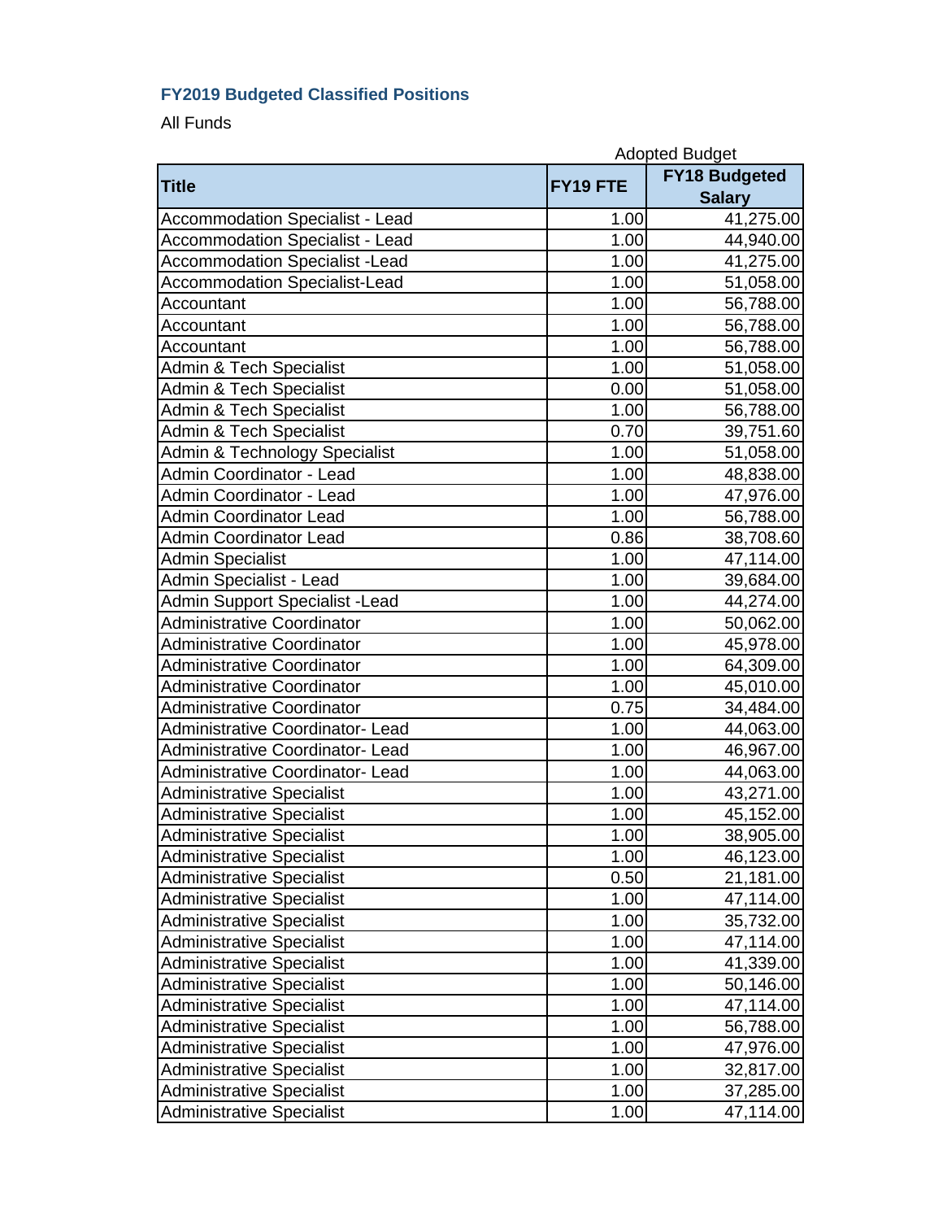### FY2019 Budgeted Classified Positions

All Funds

| | Adopted Budget | |
|---|---|---|
| **Title** | **FY19 FTE** | **FY18 Budgeted Salary** |
| Accommodation Specialist - Lead | 1.00 | 41,275.00 |
| Accommodation Specialist - Lead | 1.00 | 44,940.00 |
| Accommodation Specialist -Lead | 1.00 | 41,275.00 |
| Accommodation Specialist-Lead | 1.00 | 51,058.00 |
| Accountant | 1.00 | 56,788.00 |
| Accountant | 1.00 | 56,788.00 |
| Accountant | 1.00 | 56,788.00 |
| Admin & Tech Specialist | 1.00 | 51,058.00 |
| Admin & Tech Specialist | 0.00 | 51,058.00 |
| Admin & Tech Specialist | 1.00 | 56,788.00 |
| Admin & Tech Specialist | 0.70 | 39,751.60 |
| Admin & Technology Specialist | 1.00 | 51,058.00 |
| Admin Coordinator - Lead | 1.00 | 48,838.00 |
| Admin Coordinator - Lead | 1.00 | 47,976.00 |
| Admin Coordinator Lead | 1.00 | 56,788.00 |
| Admin Coordinator Lead | 0.86 | 38,708.60 |
| Admin Specialist | 1.00 | 47,114.00 |
| Admin Specialist - Lead | 1.00 | 39,684.00 |
| Admin Support Specialist -Lead | 1.00 | 44,274.00 |
| Administrative Coordinator | 1.00 | 50,062.00 |
| Administrative Coordinator | 1.00 | 45,978.00 |
| Administrative Coordinator | 1.00 | 64,309.00 |
| Administrative Coordinator | 1.00 | 45,010.00 |
| Administrative Coordinator | 0.75 | 34,484.00 |
| Administrative Coordinator- Lead | 1.00 | 44,063.00 |
| Administrative Coordinator- Lead | 1.00 | 46,967.00 |
| Administrative Coordinator- Lead | 1.00 | 44,063.00 |
| Administrative Specialist | 1.00 | 43,271.00 |
| Administrative Specialist | 1.00 | 45,152.00 |
| Administrative Specialist | 1.00 | 38,905.00 |
| Administrative Specialist | 1.00 | 46,123.00 |
| Administrative Specialist | 0.50 | 21,181.00 |
| Administrative Specialist | 1.00 | 47,114.00 |
| Administrative Specialist | 1.00 | 35,732.00 |
| Administrative Specialist | 1.00 | 47,114.00 |
| Administrative Specialist | 1.00 | 41,339.00 |
| Administrative Specialist | 1.00 | 50,146.00 |
| Administrative Specialist | 1.00 | 47,114.00 |
| Administrative Specialist | 1.00 | 56,788.00 |
| Administrative Specialist | 1.00 | 47,976.00 |
| Administrative Specialist | 1.00 | 32,817.00 |
| Administrative Specialist | 1.00 | 37,285.00 |
| Administrative Specialist | 1.00 | 47,114.00 |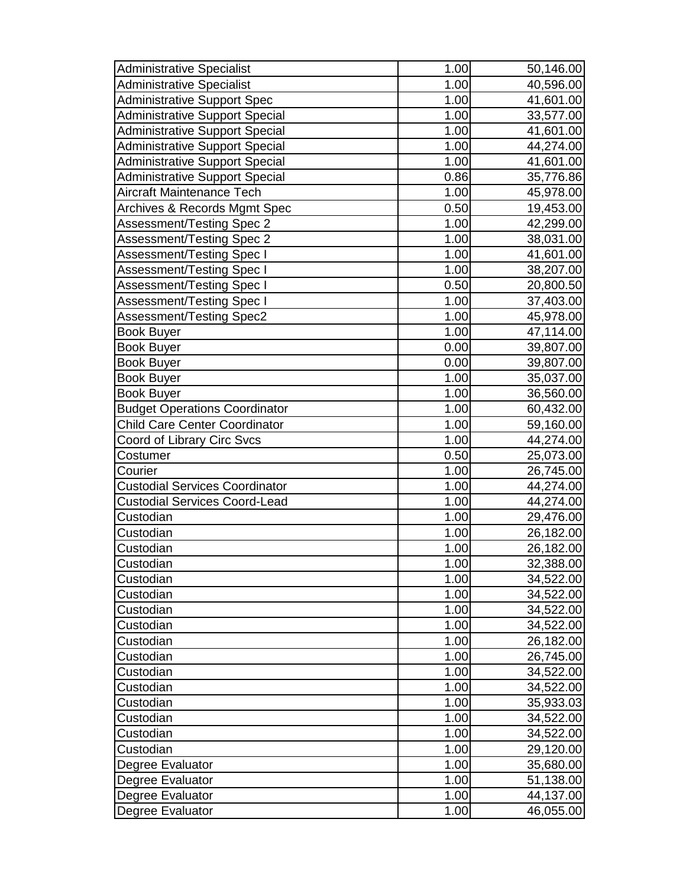| | | |
|---|---|---|
| Administrative Specialist | 1.00 | 50,146.00 |
| Administrative Specialist | 1.00 | 40,596.00 |
| Administrative Support Spec | 1.00 | 41,601.00 |
| Administrative Support Special | 1.00 | 33,577.00 |
| Administrative Support Special | 1.00 | 41,601.00 |
| Administrative Support Special | 1.00 | 44,274.00 |
| Administrative Support Special | 1.00 | 41,601.00 |
| Administrative Support Special | 0.86 | 35,776.86 |
| Aircraft Maintenance Tech | 1.00 | 45,978.00 |
| Archives & Records Mgmt Spec | 0.50 | 19,453.00 |
| Assessment/Testing Spec 2 | 1.00 | 42,299.00 |
| Assessment/Testing Spec 2 | 1.00 | 38,031.00 |
| Assessment/Testing Spec I | 1.00 | 41,601.00 |
| Assessment/Testing Spec I | 1.00 | 38,207.00 |
| Assessment/Testing Spec I | 0.50 | 20,800.50 |
| Assessment/Testing Spec I | 1.00 | 37,403.00 |
| Assessment/Testing Spec2 | 1.00 | 45,978.00 |
| Book Buyer | 1.00 | 47,114.00 |
| Book Buyer | 0.00 | 39,807.00 |
| Book Buyer | 0.00 | 39,807.00 |
| Book Buyer | 1.00 | 35,037.00 |
| Book Buyer | 1.00 | 36,560.00 |
| Budget Operations Coordinator | 1.00 | 60,432.00 |
| Child Care Center Coordinator | 1.00 | 59,160.00 |
| Coord of Library Circ Svcs | 1.00 | 44,274.00 |
| Costumer | 0.50 | 25,073.00 |
| Courier | 1.00 | 26,745.00 |
| Custodial Services Coordinator | 1.00 | 44,274.00 |
| Custodial Services Coord-Lead | 1.00 | 44,274.00 |
| Custodian | 1.00 | 29,476.00 |
| Custodian | 1.00 | 26,182.00 |
| Custodian | 1.00 | 26,182.00 |
| Custodian | 1.00 | 32,388.00 |
| Custodian | 1.00 | 34,522.00 |
| Custodian | 1.00 | 34,522.00 |
| Custodian | 1.00 | 34,522.00 |
| Custodian | 1.00 | 34,522.00 |
| Custodian | 1.00 | 26,182.00 |
| Custodian | 1.00 | 26,745.00 |
| Custodian | 1.00 | 34,522.00 |
| Custodian | 1.00 | 34,522.00 |
| Custodian | 1.00 | 35,933.03 |
| Custodian | 1.00 | 34,522.00 |
| Custodian | 1.00 | 34,522.00 |
| Custodian | 1.00 | 29,120.00 |
| Degree Evaluator | 1.00 | 35,680.00 |
| Degree Evaluator | 1.00 | 51,138.00 |
| Degree Evaluator | 1.00 | 44,137.00 |
| Degree Evaluator | 1.00 | 46,055.00 |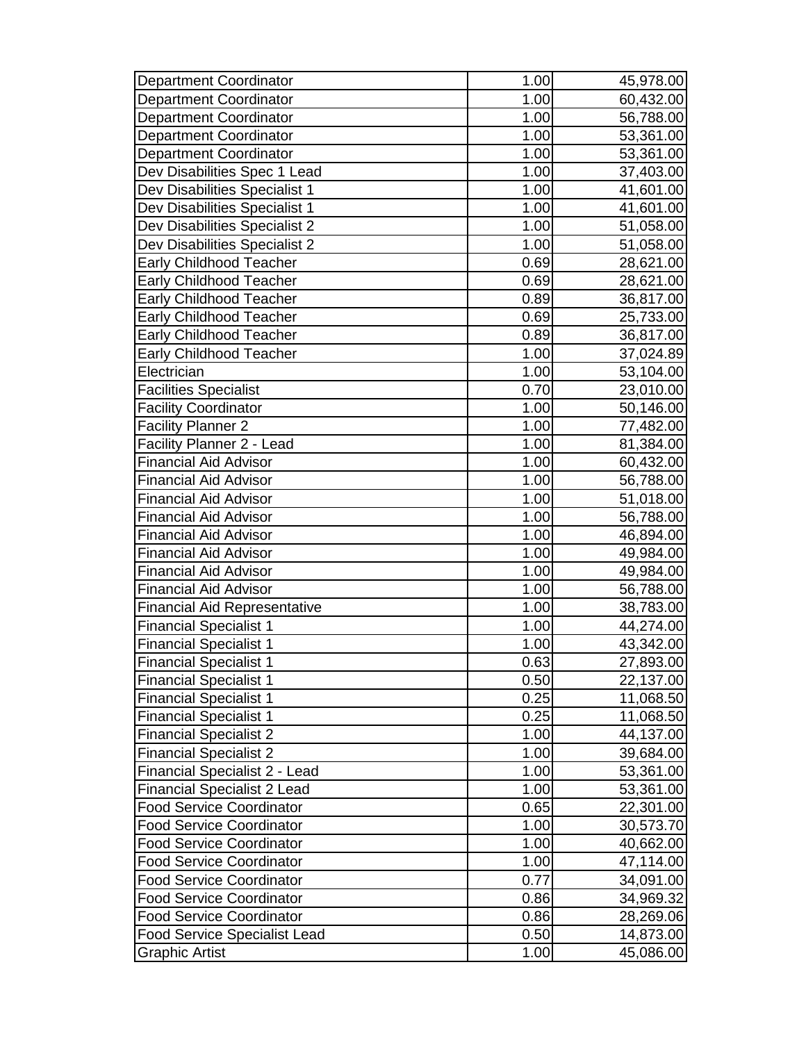| | | |
|---|---|---|
| Department Coordinator | 1.00 | 45,978.00 |
| Department Coordinator | 1.00 | 60,432.00 |
| Department Coordinator | 1.00 | 56,788.00 |
| Department Coordinator | 1.00 | 53,361.00 |
| Department Coordinator | 1.00 | 53,361.00 |
| Dev Disabilities Spec 1 Lead | 1.00 | 37,403.00 |
| Dev Disabilities Specialist 1 | 1.00 | 41,601.00 |
| Dev Disabilities Specialist 1 | 1.00 | 41,601.00 |
| Dev Disabilities Specialist 2 | 1.00 | 51,058.00 |
| Dev Disabilities Specialist 2 | 1.00 | 51,058.00 |
| Early Childhood Teacher | 0.69 | 28,621.00 |
| Early Childhood Teacher | 0.69 | 28,621.00 |
| Early Childhood Teacher | 0.89 | 36,817.00 |
| Early Childhood Teacher | 0.69 | 25,733.00 |
| Early Childhood Teacher | 0.89 | 36,817.00 |
| Early Childhood Teacher | 1.00 | 37,024.89 |
| Electrician | 1.00 | 53,104.00 |
| Facilities Specialist | 0.70 | 23,010.00 |
| Facility Coordinator | 1.00 | 50,146.00 |
| Facility Planner 2 | 1.00 | 77,482.00 |
| Facility Planner 2 - Lead | 1.00 | 81,384.00 |
| Financial Aid Advisor | 1.00 | 60,432.00 |
| Financial Aid Advisor | 1.00 | 56,788.00 |
| Financial Aid Advisor | 1.00 | 51,018.00 |
| Financial Aid Advisor | 1.00 | 56,788.00 |
| Financial Aid Advisor | 1.00 | 46,894.00 |
| Financial Aid Advisor | 1.00 | 49,984.00 |
| Financial Aid Advisor | 1.00 | 49,984.00 |
| Financial Aid Advisor | 1.00 | 56,788.00 |
| Financial Aid Representative | 1.00 | 38,783.00 |
| Financial Specialist 1 | 1.00 | 44,274.00 |
| Financial Specialist 1 | 1.00 | 43,342.00 |
| Financial Specialist 1 | 0.63 | 27,893.00 |
| Financial Specialist 1 | 0.50 | 22,137.00 |
| Financial Specialist 1 | 0.25 | 11,068.50 |
| Financial Specialist 1 | 0.25 | 11,068.50 |
| Financial Specialist 2 | 1.00 | 44,137.00 |
| Financial Specialist 2 | 1.00 | 39,684.00 |
| Financial Specialist 2 - Lead | 1.00 | 53,361.00 |
| Financial Specialist 2 Lead | 1.00 | 53,361.00 |
| Food Service Coordinator | 0.65 | 22,301.00 |
| Food Service Coordinator | 1.00 | 30,573.70 |
| Food Service Coordinator | 1.00 | 40,662.00 |
| Food Service Coordinator | 1.00 | 47,114.00 |
| Food Service Coordinator | 0.77 | 34,091.00 |
| Food Service Coordinator | 0.86 | 34,969.32 |
| Food Service Coordinator | 0.86 | 28,269.06 |
| Food Service Specialist Lead | 0.50 | 14,873.00 |
| Graphic Artist | 1.00 | 45,086.00 |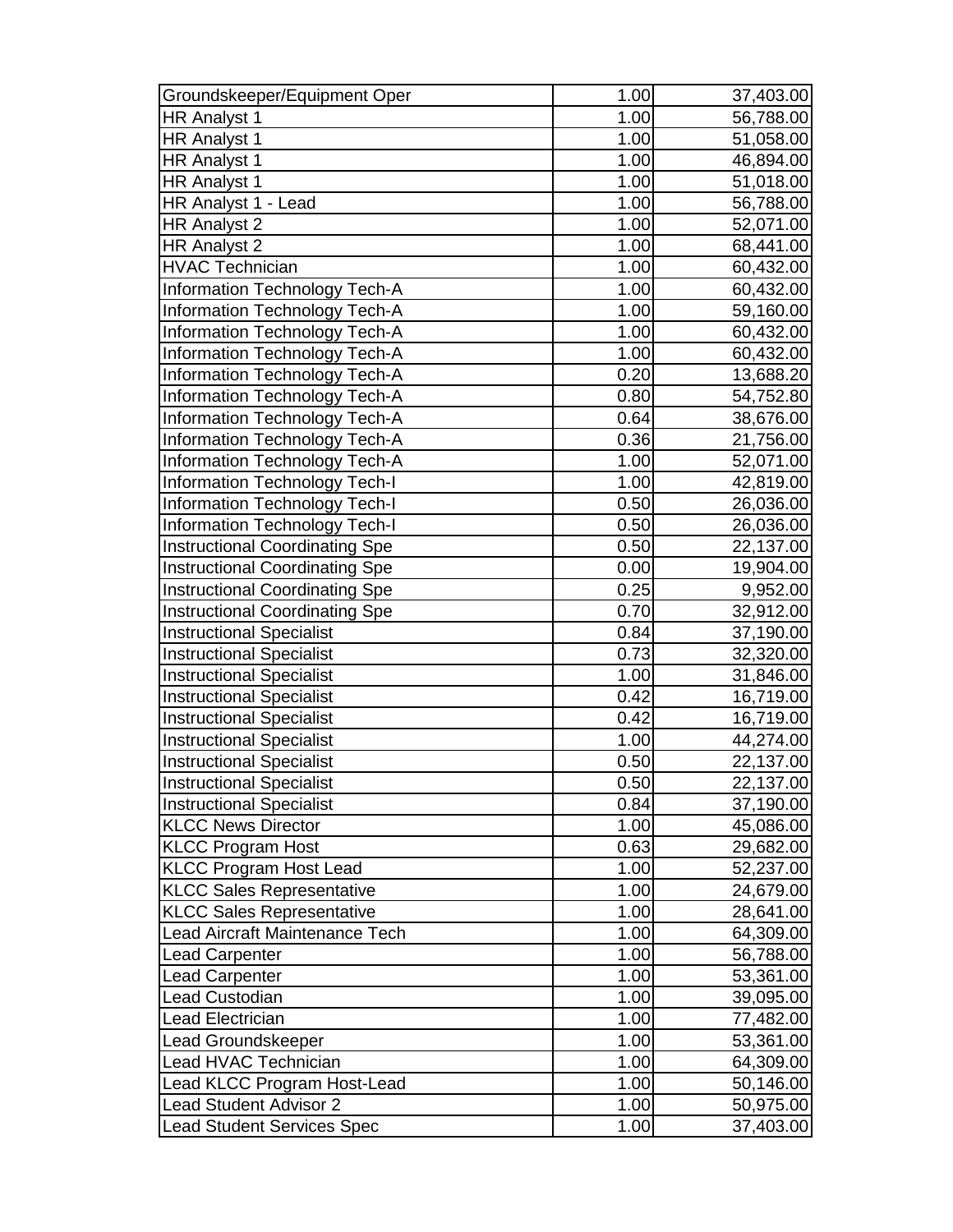| | | |
|---|---|---|
| Groundskeeper/Equipment Oper | 1.00 | 37,403.00 |
| HR Analyst 1 | 1.00 | 56,788.00 |
| HR Analyst 1 | 1.00 | 51,058.00 |
| HR Analyst 1 | 1.00 | 46,894.00 |
| HR Analyst 1 | 1.00 | 51,018.00 |
| HR Analyst 1 - Lead | 1.00 | 56,788.00 |
| HR Analyst 2 | 1.00 | 52,071.00 |
| HR Analyst 2 | 1.00 | 68,441.00 |
| HVAC Technician | 1.00 | 60,432.00 |
| Information Technology Tech-A | 1.00 | 60,432.00 |
| Information Technology Tech-A | 1.00 | 59,160.00 |
| Information Technology Tech-A | 1.00 | 60,432.00 |
| Information Technology Tech-A | 1.00 | 60,432.00 |
| Information Technology Tech-A | 0.20 | 13,688.20 |
| Information Technology Tech-A | 0.80 | 54,752.80 |
| Information Technology Tech-A | 0.64 | 38,676.00 |
| Information Technology Tech-A | 0.36 | 21,756.00 |
| Information Technology Tech-A | 1.00 | 52,071.00 |
| Information Technology Tech-I | 1.00 | 42,819.00 |
| Information Technology Tech-I | 0.50 | 26,036.00 |
| Information Technology Tech-I | 0.50 | 26,036.00 |
| Instructional Coordinating Spe | 0.50 | 22,137.00 |
| Instructional Coordinating Spe | 0.00 | 19,904.00 |
| Instructional Coordinating Spe | 0.25 | 9,952.00 |
| Instructional Coordinating Spe | 0.70 | 32,912.00 |
| Instructional Specialist | 0.84 | 37,190.00 |
| Instructional Specialist | 0.73 | 32,320.00 |
| Instructional Specialist | 1.00 | 31,846.00 |
| Instructional Specialist | 0.42 | 16,719.00 |
| Instructional Specialist | 0.42 | 16,719.00 |
| Instructional Specialist | 1.00 | 44,274.00 |
| Instructional Specialist | 0.50 | 22,137.00 |
| Instructional Specialist | 0.50 | 22,137.00 |
| Instructional Specialist | 0.84 | 37,190.00 |
| KLCC News Director | 1.00 | 45,086.00 |
| KLCC Program Host | 0.63 | 29,682.00 |
| KLCC Program Host Lead | 1.00 | 52,237.00 |
| KLCC Sales Representative | 1.00 | 24,679.00 |
| KLCC Sales Representative | 1.00 | 28,641.00 |
| Lead Aircraft Maintenance Tech | 1.00 | 64,309.00 |
| Lead Carpenter | 1.00 | 56,788.00 |
| Lead Carpenter | 1.00 | 53,361.00 |
| Lead Custodian | 1.00 | 39,095.00 |
| Lead Electrician | 1.00 | 77,482.00 |
| Lead Groundskeeper | 1.00 | 53,361.00 |
| Lead HVAC Technician | 1.00 | 64,309.00 |
| Lead KLCC Program Host-Lead | 1.00 | 50,146.00 |
| Lead Student Advisor 2 | 1.00 | 50,975.00 |
| Lead Student Services Spec | 1.00 | 37,403.00 |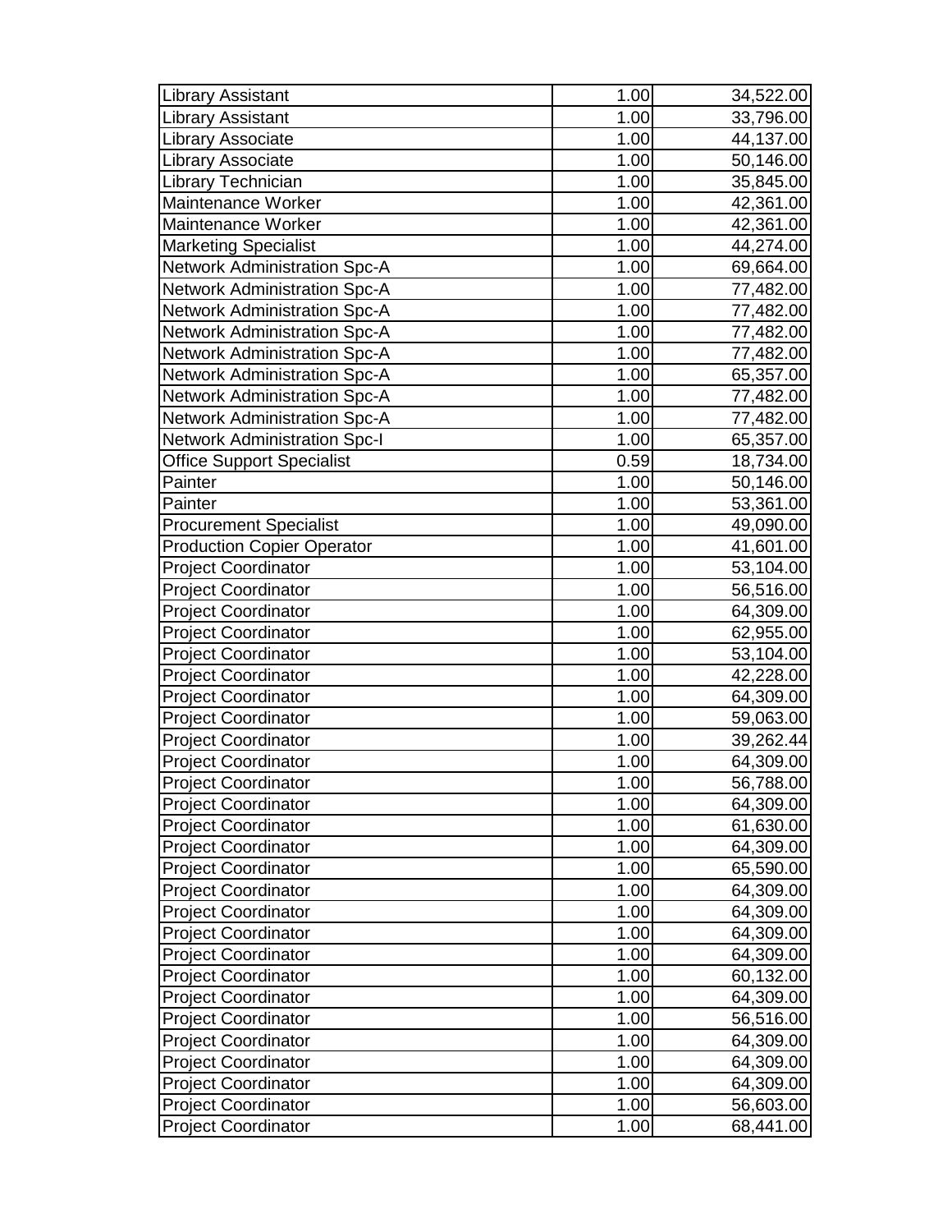| | | |
|---|---|---|
| Library Assistant | 1.00 | 34,522.00 |
| Library Assistant | 1.00 | 33,796.00 |
| Library Associate | 1.00 | 44,137.00 |
| Library Associate | 1.00 | 50,146.00 |
| Library Technician | 1.00 | 35,845.00 |
| Maintenance Worker | 1.00 | 42,361.00 |
| Maintenance Worker | 1.00 | 42,361.00 |
| Marketing Specialist | 1.00 | 44,274.00 |
| Network Administration Spc-A | 1.00 | 69,664.00 |
| Network Administration Spc-A | 1.00 | 77,482.00 |
| Network Administration Spc-A | 1.00 | 77,482.00 |
| Network Administration Spc-A | 1.00 | 77,482.00 |
| Network Administration Spc-A | 1.00 | 77,482.00 |
| Network Administration Spc-A | 1.00 | 65,357.00 |
| Network Administration Spc-A | 1.00 | 77,482.00 |
| Network Administration Spc-A | 1.00 | 77,482.00 |
| Network Administration Spc-I | 1.00 | 65,357.00 |
| Office Support Specialist | 0.59 | 18,734.00 |
| Painter | 1.00 | 50,146.00 |
| Painter | 1.00 | 53,361.00 |
| Procurement Specialist | 1.00 | 49,090.00 |
| Production Copier Operator | 1.00 | 41,601.00 |
| Project Coordinator | 1.00 | 53,104.00 |
| Project Coordinator | 1.00 | 56,516.00 |
| Project Coordinator | 1.00 | 64,309.00 |
| Project Coordinator | 1.00 | 62,955.00 |
| Project Coordinator | 1.00 | 53,104.00 |
| Project Coordinator | 1.00 | 42,228.00 |
| Project Coordinator | 1.00 | 64,309.00 |
| Project Coordinator | 1.00 | 59,063.00 |
| Project Coordinator | 1.00 | 39,262.44 |
| Project Coordinator | 1.00 | 64,309.00 |
| Project Coordinator | 1.00 | 56,788.00 |
| Project Coordinator | 1.00 | 64,309.00 |
| Project Coordinator | 1.00 | 61,630.00 |
| Project Coordinator | 1.00 | 64,309.00 |
| Project Coordinator | 1.00 | 65,590.00 |
| Project Coordinator | 1.00 | 64,309.00 |
| Project Coordinator | 1.00 | 64,309.00 |
| Project Coordinator | 1.00 | 64,309.00 |
| Project Coordinator | 1.00 | 64,309.00 |
| Project Coordinator | 1.00 | 60,132.00 |
| Project Coordinator | 1.00 | 64,309.00 |
| Project Coordinator | 1.00 | 56,516.00 |
| Project Coordinator | 1.00 | 64,309.00 |
| Project Coordinator | 1.00 | 64,309.00 |
| Project Coordinator | 1.00 | 64,309.00 |
| Project Coordinator | 1.00 | 56,603.00 |
| Project Coordinator | 1.00 | 68,441.00 |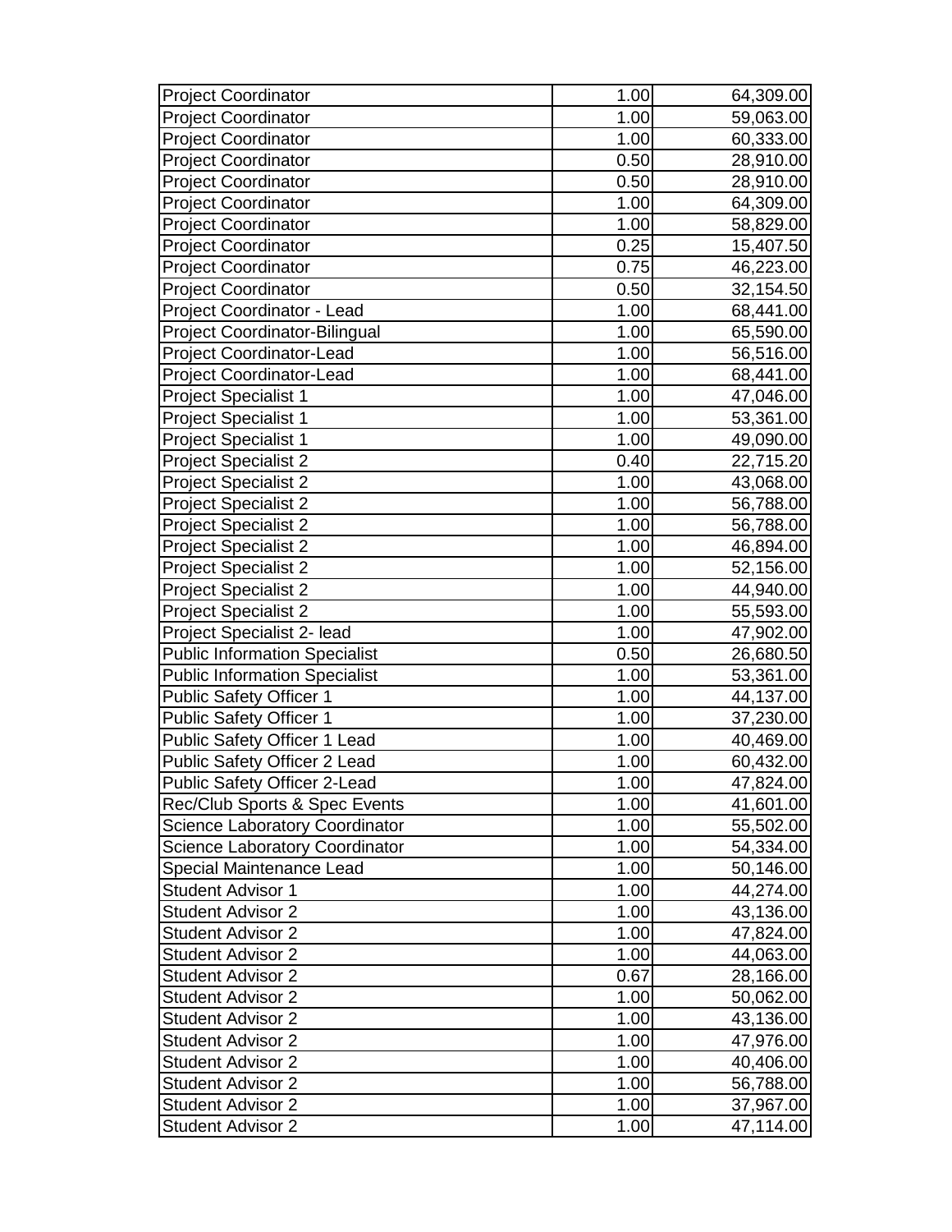| | | |
|---|---|---|
| Project Coordinator | 1.00 | 64,309.00 |
| Project Coordinator | 1.00 | 59,063.00 |
| Project Coordinator | 1.00 | 60,333.00 |
| Project Coordinator | 0.50 | 28,910.00 |
| Project Coordinator | 0.50 | 28,910.00 |
| Project Coordinator | 1.00 | 64,309.00 |
| Project Coordinator | 1.00 | 58,829.00 |
| Project Coordinator | 0.25 | 15,407.50 |
| Project Coordinator | 0.75 | 46,223.00 |
| Project Coordinator | 0.50 | 32,154.50 |
| Project Coordinator - Lead | 1.00 | 68,441.00 |
| Project Coordinator-Bilingual | 1.00 | 65,590.00 |
| Project Coordinator-Lead | 1.00 | 56,516.00 |
| Project Coordinator-Lead | 1.00 | 68,441.00 |
| Project Specialist 1 | 1.00 | 47,046.00 |
| Project Specialist 1 | 1.00 | 53,361.00 |
| Project Specialist 1 | 1.00 | 49,090.00 |
| Project Specialist 2 | 0.40 | 22,715.20 |
| Project Specialist 2 | 1.00 | 43,068.00 |
| Project Specialist 2 | 1.00 | 56,788.00 |
| Project Specialist 2 | 1.00 | 56,788.00 |
| Project Specialist 2 | 1.00 | 46,894.00 |
| Project Specialist 2 | 1.00 | 52,156.00 |
| Project Specialist 2 | 1.00 | 44,940.00 |
| Project Specialist 2 | 1.00 | 55,593.00 |
| Project Specialist 2- lead | 1.00 | 47,902.00 |
| Public Information Specialist | 0.50 | 26,680.50 |
| Public Information Specialist | 1.00 | 53,361.00 |
| Public Safety Officer 1 | 1.00 | 44,137.00 |
| Public Safety Officer 1 | 1.00 | 37,230.00 |
| Public Safety Officer 1 Lead | 1.00 | 40,469.00 |
| Public Safety Officer 2 Lead | 1.00 | 60,432.00 |
| Public Safety Officer 2-Lead | 1.00 | 47,824.00 |
| Rec/Club Sports & Spec Events | 1.00 | 41,601.00 |
| Science Laboratory Coordinator | 1.00 | 55,502.00 |
| Science Laboratory Coordinator | 1.00 | 54,334.00 |
| Special Maintenance Lead | 1.00 | 50,146.00 |
| Student Advisor 1 | 1.00 | 44,274.00 |
| Student Advisor 2 | 1.00 | 43,136.00 |
| Student Advisor 2 | 1.00 | 47,824.00 |
| Student Advisor 2 | 1.00 | 44,063.00 |
| Student Advisor 2 | 0.67 | 28,166.00 |
| Student Advisor 2 | 1.00 | 50,062.00 |
| Student Advisor 2 | 1.00 | 43,136.00 |
| Student Advisor 2 | 1.00 | 47,976.00 |
| Student Advisor 2 | 1.00 | 40,406.00 |
| Student Advisor 2 | 1.00 | 56,788.00 |
| Student Advisor 2 | 1.00 | 37,967.00 |
| Student Advisor 2 | 1.00 | 47,114.00 |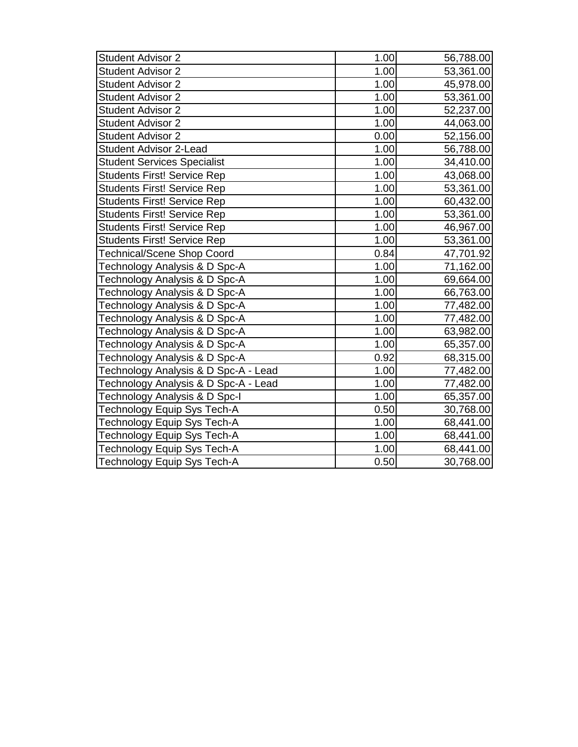| | | |
|---|---|---|
| Student Advisor 2 | 1.00 | 56,788.00 |
| Student Advisor 2 | 1.00 | 53,361.00 |
| Student Advisor 2 | 1.00 | 45,978.00 |
| Student Advisor 2 | 1.00 | 53,361.00 |
| Student Advisor 2 | 1.00 | 52,237.00 |
| Student Advisor 2 | 1.00 | 44,063.00 |
| Student Advisor 2 | 0.00 | 52,156.00 |
| Student Advisor 2-Lead | 1.00 | 56,788.00 |
| Student Services Specialist | 1.00 | 34,410.00 |
| Students First! Service Rep | 1.00 | 43,068.00 |
| Students First! Service Rep | 1.00 | 53,361.00 |
| Students First! Service Rep | 1.00 | 60,432.00 |
| Students First! Service Rep | 1.00 | 53,361.00 |
| Students First! Service Rep | 1.00 | 46,967.00 |
| Students First! Service Rep | 1.00 | 53,361.00 |
| Technical/Scene Shop Coord | 0.84 | 47,701.92 |
| Technology Analysis & D Spc-A | 1.00 | 71,162.00 |
| Technology Analysis & D Spc-A | 1.00 | 69,664.00 |
| Technology Analysis & D Spc-A | 1.00 | 66,763.00 |
| Technology Analysis & D Spc-A | 1.00 | 77,482.00 |
| Technology Analysis & D Spc-A | 1.00 | 77,482.00 |
| Technology Analysis & D Spc-A | 1.00 | 63,982.00 |
| Technology Analysis & D Spc-A | 1.00 | 65,357.00 |
| Technology Analysis & D Spc-A | 0.92 | 68,315.00 |
| Technology Analysis & D Spc-A - Lead | 1.00 | 77,482.00 |
| Technology Analysis & D Spc-A - Lead | 1.00 | 77,482.00 |
| Technology Analysis & D Spc-I | 1.00 | 65,357.00 |
| Technology Equip Sys Tech-A | 0.50 | 30,768.00 |
| Technology Equip Sys Tech-A | 1.00 | 68,441.00 |
| Technology Equip Sys Tech-A | 1.00 | 68,441.00 |
| Technology Equip Sys Tech-A | 1.00 | 68,441.00 |
| Technology Equip Sys Tech-A | 0.50 | 30,768.00 |